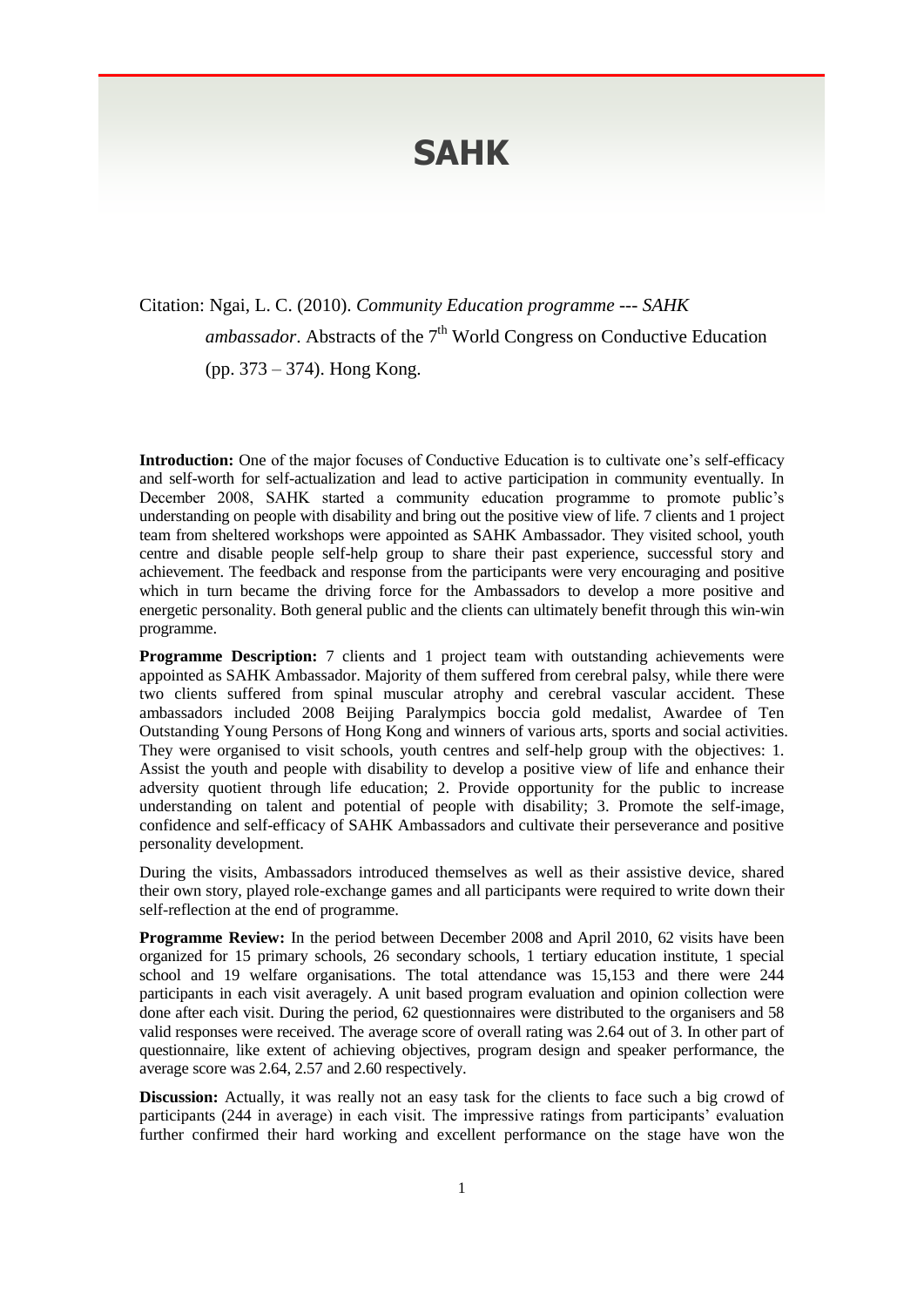# SAHK

Citation: Ngai, L. C. (2010). *Community Education programme --- SAHK ambassador*. Abstracts of the 7th World Congress on Conductive Education (pp. 373 – 374). Hong Kong.

**Introduction:** One of the major focuses of Conductive Education is to cultivate one's self-efficacy and self-worth for self-actualization and lead to active participation in community eventually. In December 2008, SAHK started a community education programme to promote public's understanding on people with disability and bring out the positive view of life. 7 clients and 1 project team from sheltered workshops were appointed as SAHK Ambassador. They visited school, youth centre and disable people self-help group to share their past experience, successful story and achievement. The feedback and response from the participants were very encouraging and positive which in turn became the driving force for the Ambassadors to develop a more positive and energetic personality. Both general public and the clients can ultimately benefit through this win-win programme.

**Programme Description:** 7 clients and 1 project team with outstanding achievements were appointed as SAHK Ambassador. Majority of them suffered from cerebral palsy, while there were two clients suffered from spinal muscular atrophy and cerebral vascular accident. These ambassadors included 2008 Beijing Paralympics boccia gold medalist, Awardee of Ten Outstanding Young Persons of Hong Kong and winners of various arts, sports and social activities. They were organised to visit schools, youth centres and self-help group with the objectives: 1. Assist the youth and people with disability to develop a positive view of life and enhance their adversity quotient through life education; 2. Provide opportunity for the public to increase understanding on talent and potential of people with disability; 3. Promote the self-image, confidence and self-efficacy of SAHK Ambassadors and cultivate their perseverance and positive personality development.

During the visits, Ambassadors introduced themselves as well as their assistive device, shared their own story, played role-exchange games and all participants were required to write down their self-reflection at the end of programme.

**Programme Review:** In the period between December 2008 and April 2010, 62 visits have been organized for 15 primary schools, 26 secondary schools, 1 tertiary education institute, 1 special school and 19 welfare organisations. The total attendance was 15,153 and there were 244 participants in each visit averagely. A unit based program evaluation and opinion collection were done after each visit. During the period, 62 questionnaires were distributed to the organisers and 58 valid responses were received. The average score of overall rating was 2.64 out of 3. In other part of questionnaire, like extent of achieving objectives, program design and speaker performance, the average score was 2.64, 2.57 and 2.60 respectively.

**Discussion:** Actually, it was really not an easy task for the clients to face such a big crowd of participants (244 in average) in each visit. The impressive ratings from participants' evaluation further confirmed their hard working and excellent performance on the stage have won the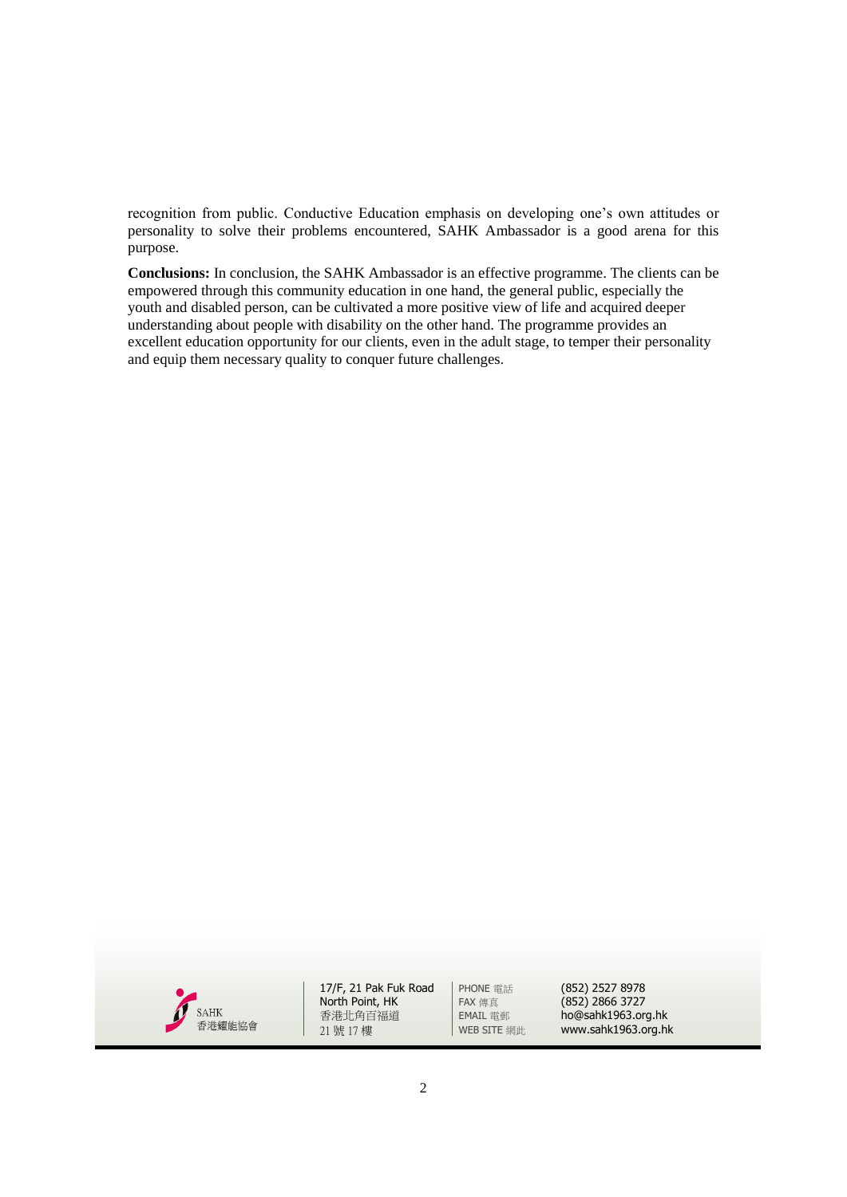recognition from public. Conductive Education emphasis on developing one's own attitudes or personality to solve their problems encountered, SAHK Ambassador is a good arena for this purpose.

**Conclusions:** In conclusion, the SAHK Ambassador is an effective programme. The clients can be empowered through this community education in one hand, the general public, especially the youth and disabled person, can be cultivated a more positive view of life and acquired deeper understanding about people with disability on the other hand. The programme provides an excellent education opportunity for our clients, even in the adult stage, to temper their personality and equip them necessary quality to conquer future challenges.